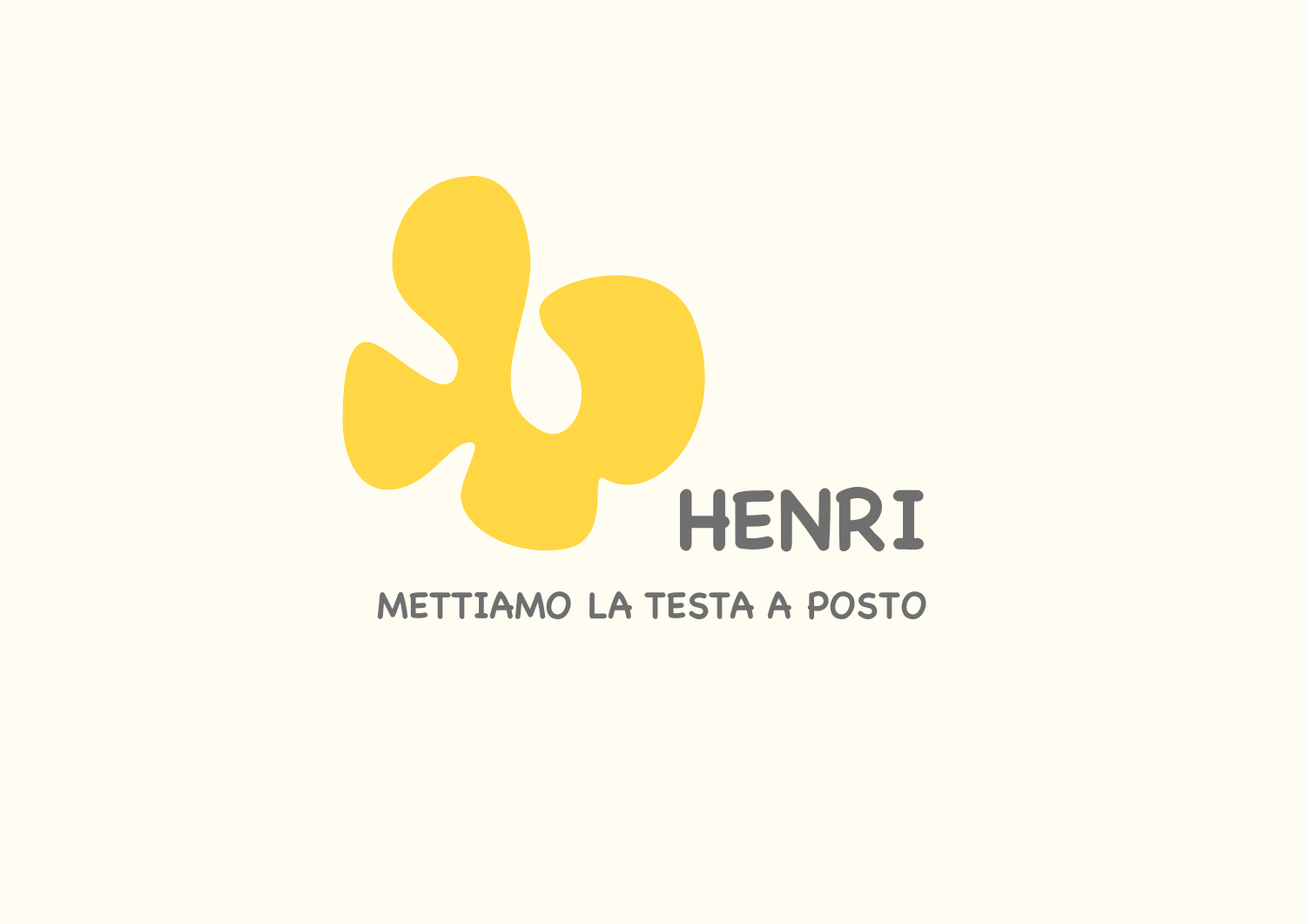# HENRI

METTIAMO LA TESTA A POSTO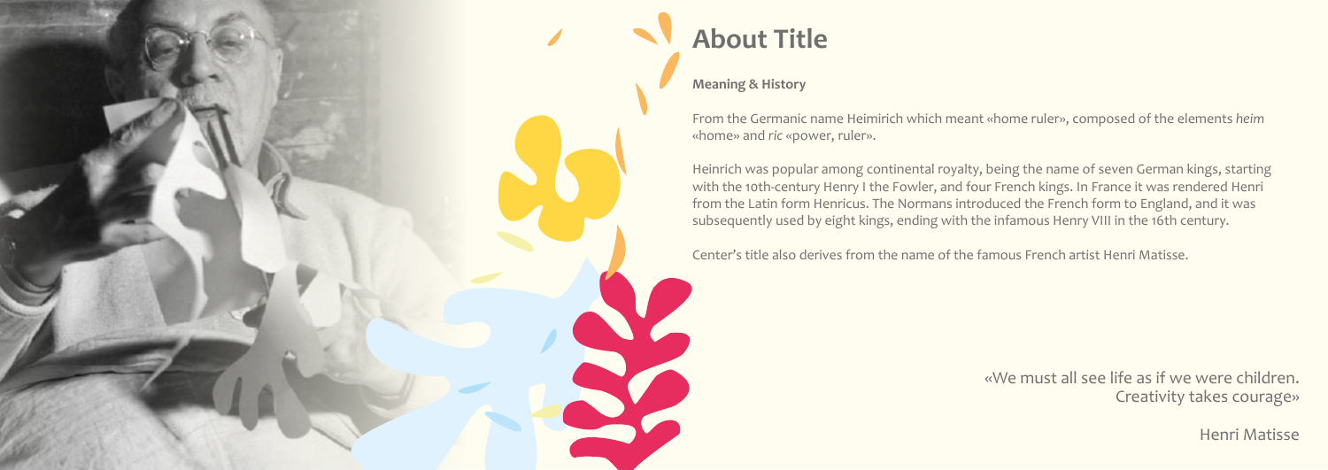# About Title

**Meaning & History**

From the Germanic name Heimirich which meant «home ruler», composed of the elements *heim* «home» and *ric* «power, ruler».

Heinrich was popular among continental royalty, being the name of seven German kings, starting with the 10th-century Henry I the Fowler, and four French kings. In France it was rendered Henri from the Latin form Henricus. The Normans introduced the French form to England, and it was subsequently used by eight kings, ending with the infamous Henry VIII in the 16th century.

Center's title also derives from the name of the famous French artist Henri Matisse.

«We must all see life as if we were children.
Creativity takes courage»

Henri Matisse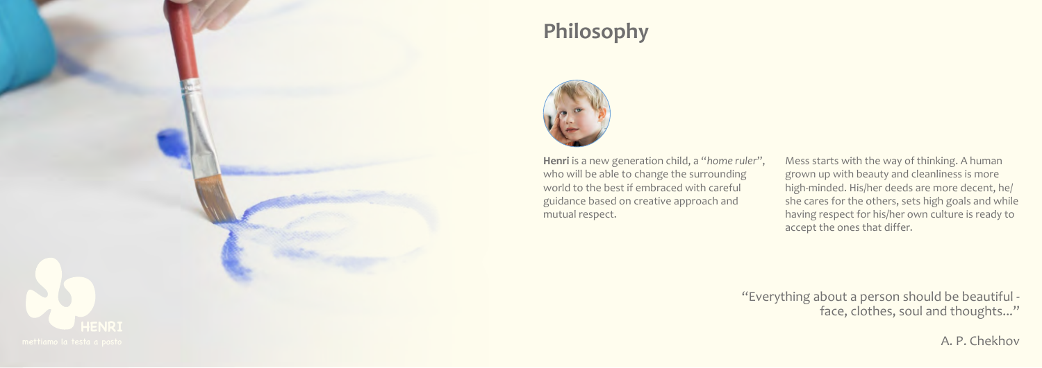# Philosophy

**Henri** is a new generation child, a "*home ruler*", who will be able to change the surrounding world to the best if embraced with careful guidance based on creative approach and mutual respect.

Mess starts with the way of thinking. A human grown up with beauty and cleanliness is more high-minded. His/her deeds are more decent, he/she cares for the others, sets high goals and while having respect for his/her own culture is ready to accept the ones that differ.

"Everything about a person should be beautiful - face, clothes, soul and thoughts..."

A. P. Chekhov

HENRI

mettiamo la testa a posto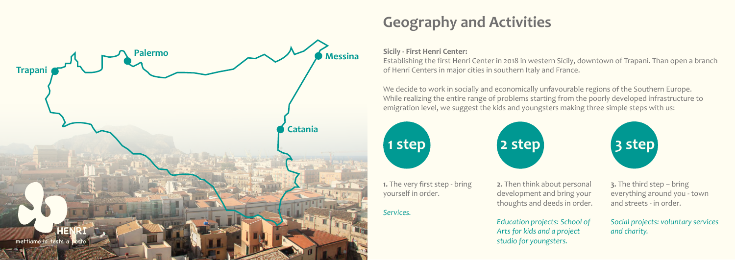Trapani

Palermo

Messina

Catania

HENRI
mettiamo la testa a posto

# Geography and Activities

**Sicily - First Henri Center:**
Establishing the first Henri Center in 2018 in western Sicily, downtown of Trapani. Than open a branch of Henri Centers in major cities in southern Italy and France.

We decide to work in socially and economically unfavourable regions of the Southern Europe. While realizing the entire range of problems starting from the poorly developed infrastructure to emigration level, we suggest the kids and youngsters making three simple steps with us:

**1 step**

**1.** The very first step - bring yourself in order.

*Services.*

**2 step**

**2.** Then think about personal development and bring your thoughts and deeds in order.

*Education projects: School of Arts for kids and a project studio for youngsters.*

**3 step**

**3.** The third step – bring everything around you - town and streets - in order.

*Social projects: voluntary services and charity.*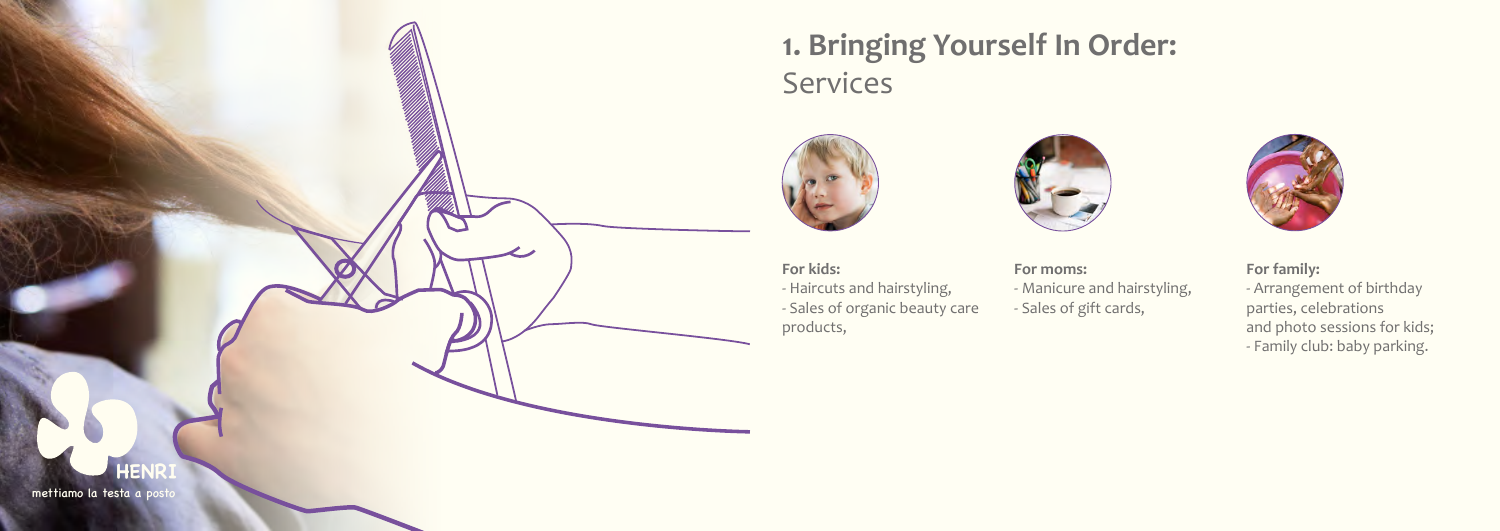# 1. Bringing Yourself In Order:

Services

**For kids:**

- Haircuts and hairstyling,
- Sales of organic beauty care products,

**For moms:**

- Manicure and hairstyling,
- Sales of gift cards,

**For family:**

- Arrangement of birthday parties, celebrations and photo sessions for kids;
- Family club: baby parking.

HENRI

mettiamo la testa a posto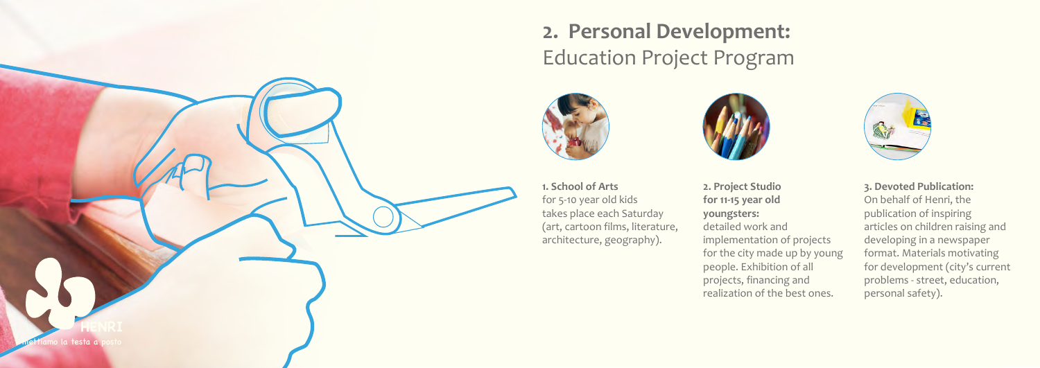## 2. Personal Development: Education Project Program

**1. School of Arts**
for 5-10 year old kids takes place each Saturday (art, cartoon films, literature, architecture, geography).

**2. Project Studio for 11-15 year old youngsters:**
detailed work and implementation of projects for the city made up by young people. Exhibition of all projects, financing and realization of the best ones.

**3. Devoted Publication:**
On behalf of Henri, the publication of inspiring articles on children raising and developing in a newspaper format. Materials motivating for development (city's current problems - street, education, personal safety).

HENRI
mettiamo la testa a posto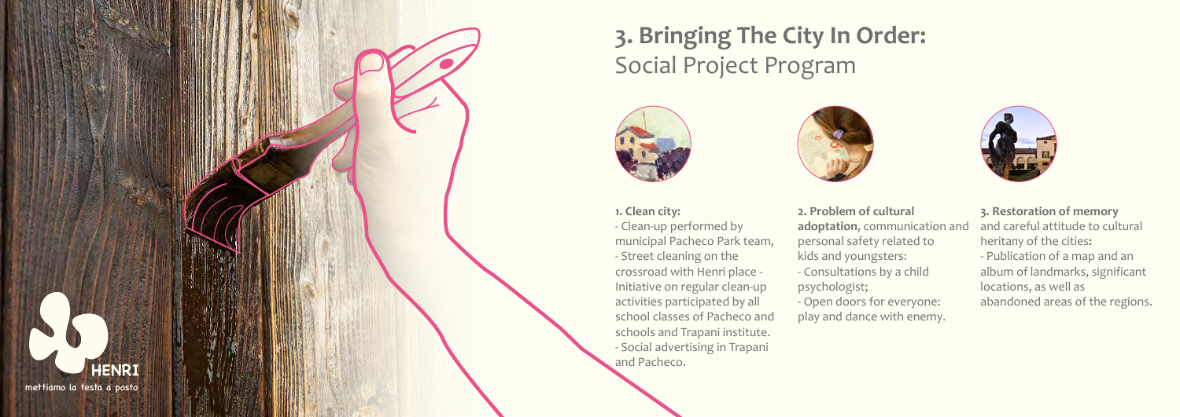# 3. Bringing The City In Order: Social Project Program

**1. Clean city:**

- Clean-up performed by municipal Pacheco Park team,
- Street cleaning on the crossroad with Henri place - Initiative on regular clean-up activities participated by all school classes of Pacheco and schools and Trapani institute.
- Social advertising in Trapani and Pacheco.

**2. Problem of cultural adoptation**, communication and personal safety related to kids and youngsters:

- Consultations by a child psychologist;
- Open doors for everyone: play and dance with enemy.

**3. Restoration of memory** and careful attitude to cultural heritany of the cities:

- Publication of a map and an album of landmarks, significant locations, as well as abandoned areas of the regions.

HENRI
mettiamo la testa a posto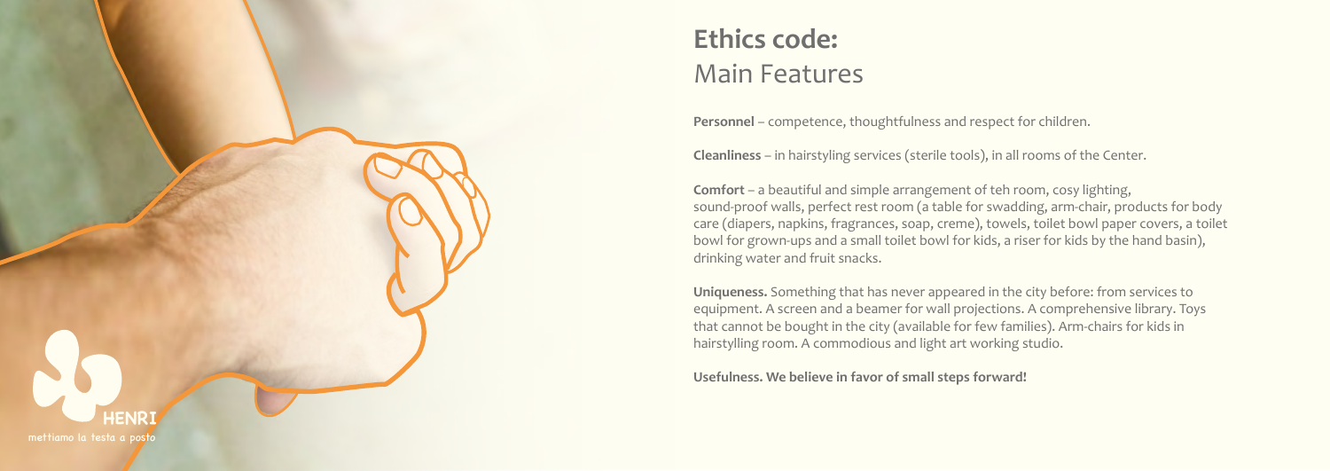# Ethics code:
## Main Features

**Personnel** – competence, thoughtfulness and respect for children.

**Cleanliness** – in hairstyling services (sterile tools), in all rooms of the Center.

**Comfort** – a beautiful and simple arrangement of teh room, cosy lighting, sound-proof walls, perfect rest room (a table for swadding, arm-chair, products for body care (diapers, napkins, fragrances, soap, creme), towels, toilet bowl paper covers, a toilet bowl for grown-ups and a small toilet bowl for kids, a riser for kids by the hand basin), drinking water and fruit snacks.

**Uniqueness.** Something that has never appeared in the city before: from services to equipment. A screen and a beamer for wall projections. A comprehensive library. Toys that cannot be bought in the city (available for few families). Arm-chairs for kids in hairstylling room. A commodious and light art working studio.

**Usefulness. We believe in favor of small steps forward!**

HENRI
mettiamo la testa a posto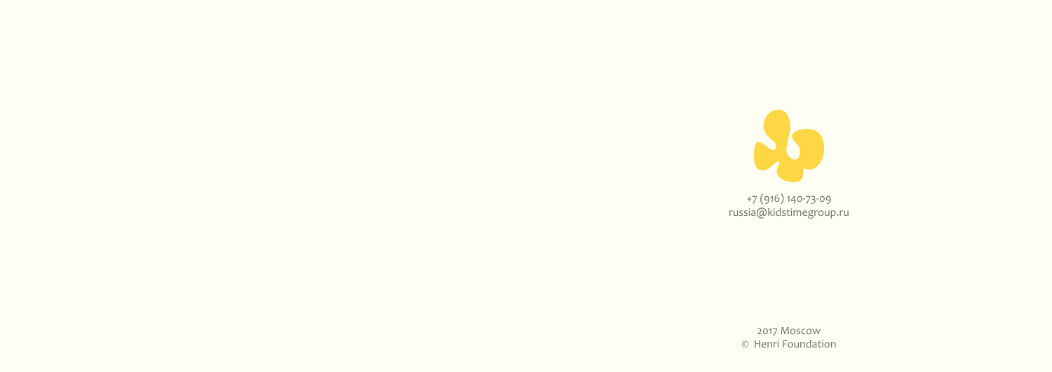+7 (916) 140-73-09
russia@kidstimegroup.ru

2017 Moscow
© Henri Foundation